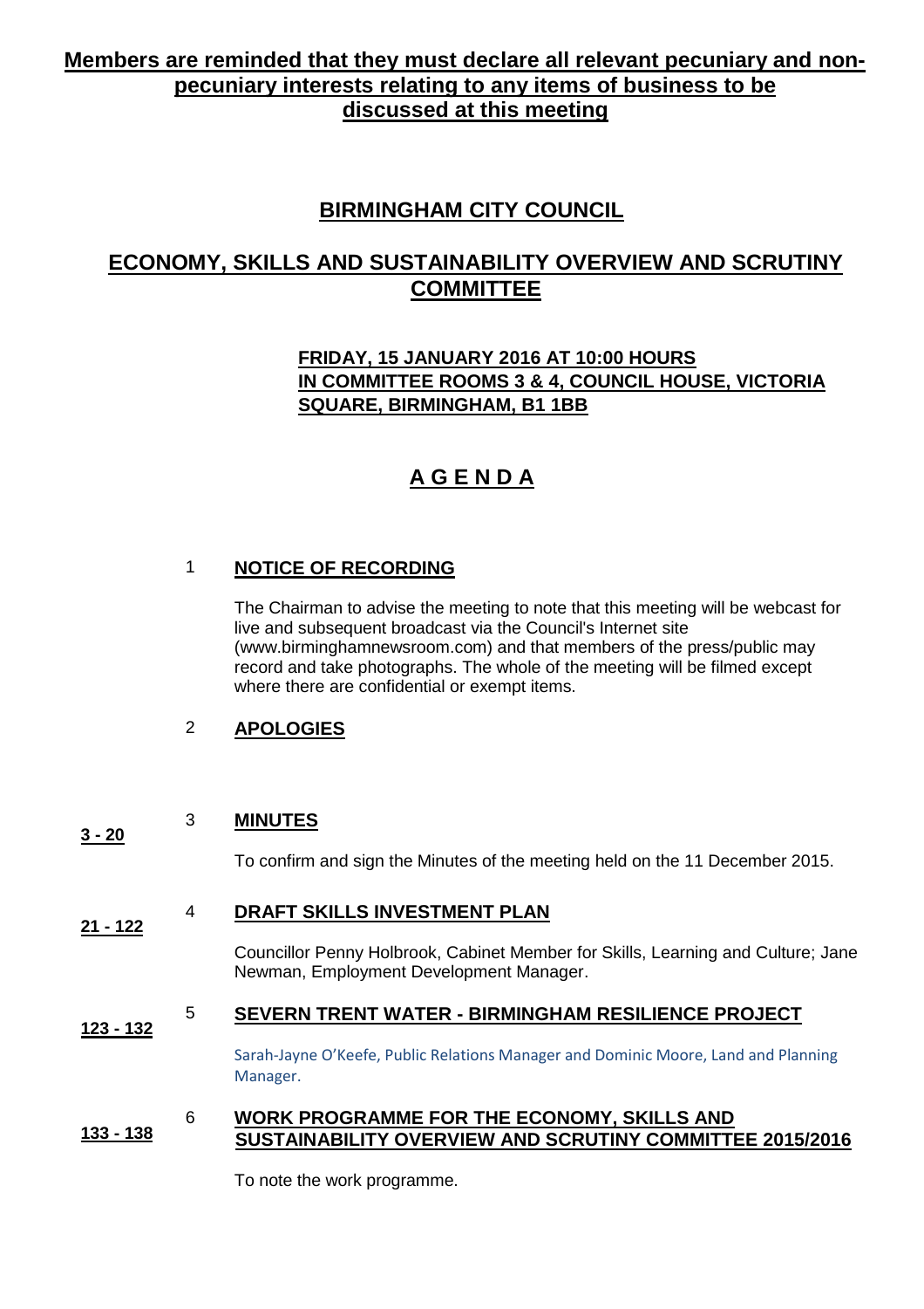**Members are reminded that they must declare all relevant pecuniary and non-pecuniary interests relating to any items of business to be discussed at this meeting**

# BIRMINGHAM CITY COUNCIL

## ECONOMY, SKILLS AND SUSTAINABILITY OVERVIEW AND SCRUTINY COMMITTEE

**FRIDAY, 15 JANUARY 2016 AT 10:00 HOURS**
**IN COMMITTEE ROOMS 3 & 4, COUNCIL HOUSE, VICTORIA SQUARE, BIRMINGHAM, B1 1BB**

## A G E N D A

1 **NOTICE OF RECORDING**

The Chairman to advise the meeting to note that this meeting will be webcast for live and subsequent broadcast via the Council's Internet site (www.birminghamnewsroom.com) and that members of the press/public may record and take photographs. The whole of the meeting will be filmed except where there are confidential or exempt items.

2 **APOLOGIES**

**3 - 20** 3 **MINUTES**

To confirm and sign the Minutes of the meeting held on the 11 December 2015.

**21 - 122** 4 **DRAFT SKILLS INVESTMENT PLAN**

Councillor Penny Holbrook, Cabinet Member for Skills, Learning and Culture; Jane Newman, Employment Development Manager.

**123 - 132** 5 **SEVERN TRENT WATER - BIRMINGHAM RESILIENCE PROJECT**

Sarah-Jayne O'Keefe, Public Relations Manager and Dominic Moore, Land and Planning Manager.

**133 - 138** 6 **WORK PROGRAMME FOR THE ECONOMY, SKILLS AND SUSTAINABILITY OVERVIEW AND SCRUTINY COMMITTEE 2015/2016**

To note the work programme.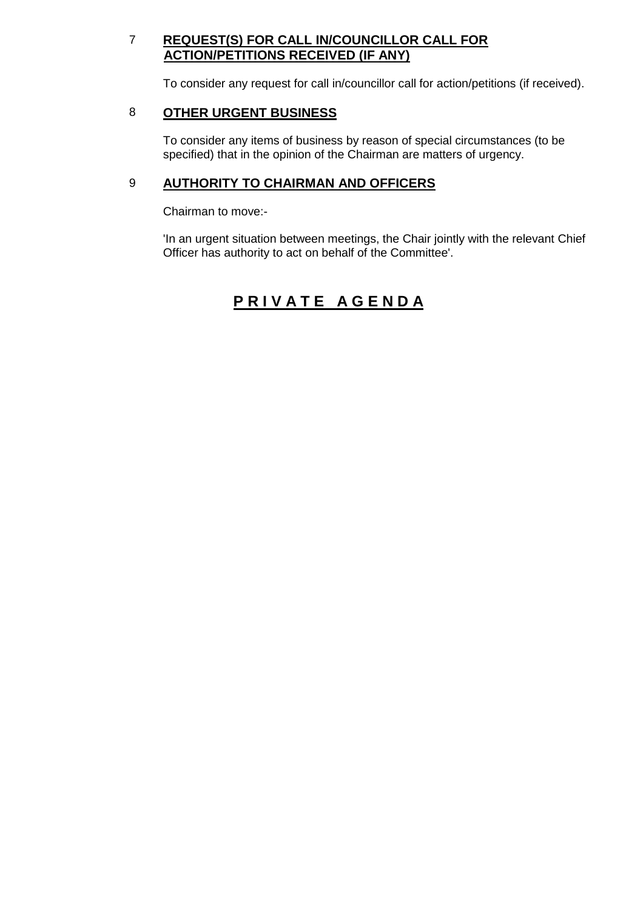## 7 **REQUEST(S) FOR CALL IN/COUNCILLOR CALL FOR ACTION/PETITIONS RECEIVED (IF ANY)**

To consider any request for call in/councillor call for action/petitions (if received).

## 8 **OTHER URGENT BUSINESS**

To consider any items of business by reason of special circumstances (to be specified) that in the opinion of the Chairman are matters of urgency.

## 9 **AUTHORITY TO CHAIRMAN AND OFFICERS**

Chairman to move:-

'In an urgent situation between meetings, the Chair jointly with the relevant Chief Officer has authority to act on behalf of the Committee'.

# **P R I V A T E   A G E N D A**